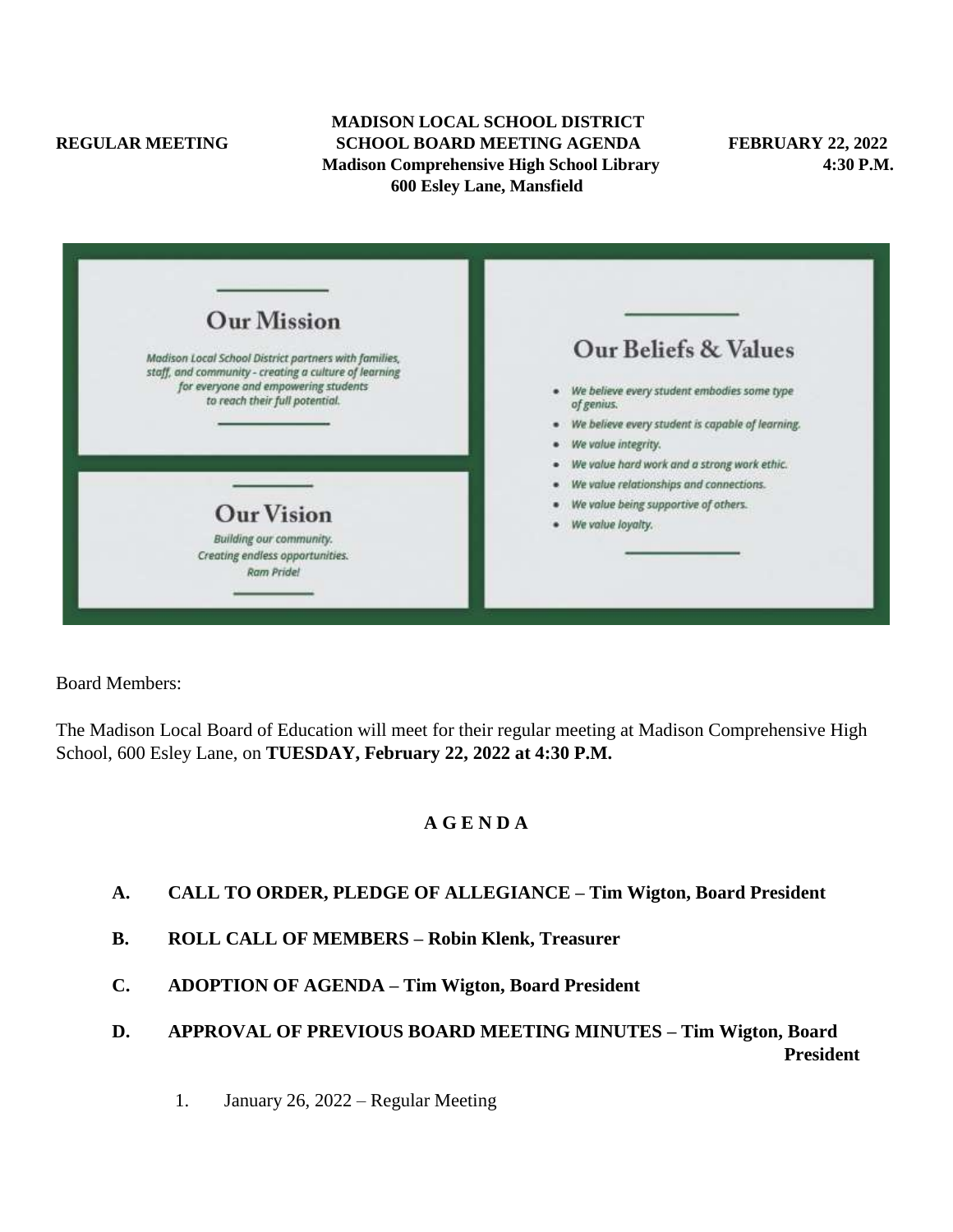**MADISON LOCAL SCHOOL DISTRICT**

**REGULAR MEETING** | **SCHOOL BOARD MEETING AGENDA** | **FEBRUARY 22, 2022**

**Madison Comprehensive High School Library** | **4:30 P.M.**

**600 Esley Lane, Mansfield**

## Our Mission

*Madison Local School District partners with families, staff, and community - creating a culture of learning for everyone and empowering students to reach their full potential.*

## Our Vision

*Building our community.*
*Creating endless opportunities.*
*Ram Pride!*

## Our Beliefs & Values

- *We believe every student embodies some type of genius.*
- *We believe every student is capable of learning.*
- *We value integrity.*
- *We value hard work and a strong work ethic.*
- *We value relationships and connections.*
- *We value being supportive of others.*
- *We value loyalty.*

Board Members:

The Madison Local Board of Education will meet for their regular meeting at Madison Comprehensive High School, 600 Esley Lane, on **TUESDAY, February 22, 2022 at 4:30 P.M.**

## A G E N D A

**A. CALL TO ORDER, PLEDGE OF ALLEGIANCE – Tim Wigton, Board President**

**B. ROLL CALL OF MEMBERS – Robin Klenk, Treasurer**

**C. ADOPTION OF AGENDA – Tim Wigton, Board President**

**D. APPROVAL OF PREVIOUS BOARD MEETING MINUTES – Tim Wigton, Board President**

1. January 26, 2022 – Regular Meeting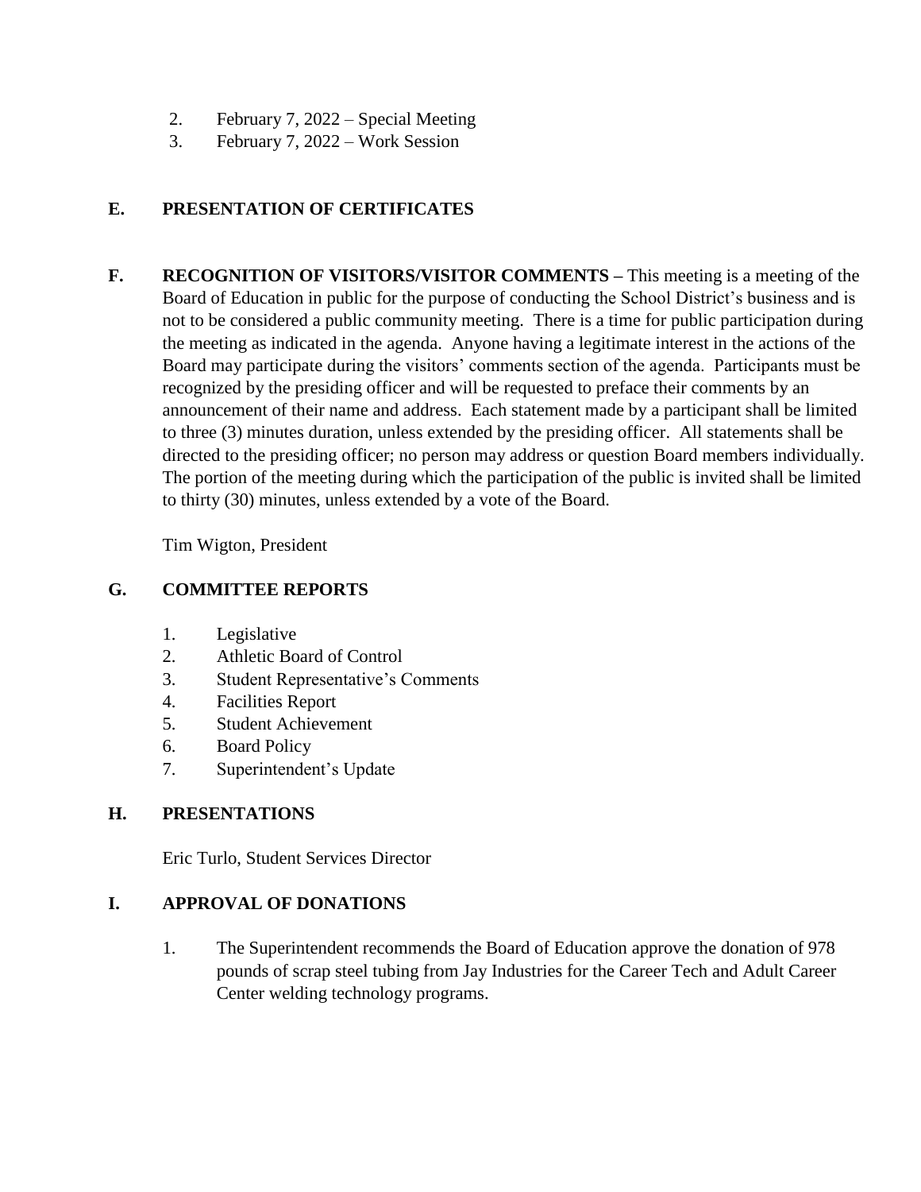2. February 7, 2022 – Special Meeting
3. February 7, 2022 – Work Session

## E. PRESENTATION OF CERTIFICATES

## F. RECOGNITION OF VISITORS/VISITOR COMMENTS – 

This meeting is a meeting of the Board of Education in public for the purpose of conducting the School District's business and is not to be considered a public community meeting. There is a time for public participation during the meeting as indicated in the agenda. Anyone having a legitimate interest in the actions of the Board may participate during the visitors' comments section of the agenda. Participants must be recognized by the presiding officer and will be requested to preface their comments by an announcement of their name and address. Each statement made by a participant shall be limited to three (3) minutes duration, unless extended by the presiding officer. All statements shall be directed to the presiding officer; no person may address or question Board members individually. The portion of the meeting during which the participation of the public is invited shall be limited to thirty (30) minutes, unless extended by a vote of the Board.

Tim Wigton, President

## G. COMMITTEE REPORTS

1. Legislative
2. Athletic Board of Control
3. Student Representative's Comments
4. Facilities Report
5. Student Achievement
6. Board Policy
7. Superintendent's Update

## H. PRESENTATIONS

Eric Turlo, Student Services Director

## I. APPROVAL OF DONATIONS

1. The Superintendent recommends the Board of Education approve the donation of 978 pounds of scrap steel tubing from Jay Industries for the Career Tech and Adult Career Center welding technology programs.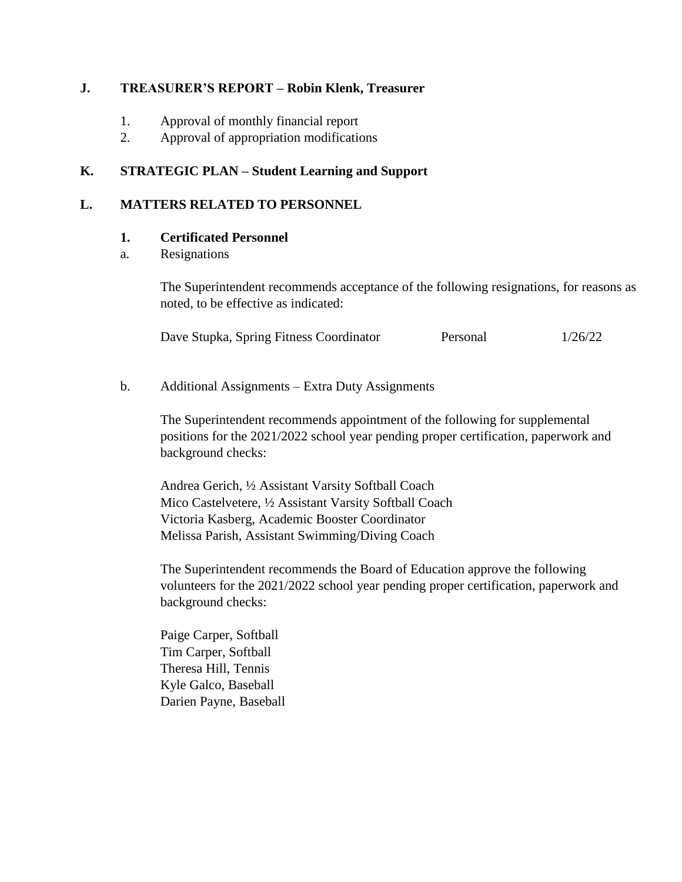## J. TREASURER'S REPORT – Robin Klenk, Treasurer

1. Approval of monthly financial report
2. Approval of appropriation modifications

## K. STRATEGIC PLAN – Student Learning and Support

## L. MATTERS RELATED TO PERSONNEL

### 1. Certificated Personnel

a. Resignations

The Superintendent recommends acceptance of the following resignations, for reasons as noted, to be effective as indicated:

| | | |
|---|---|---|
| Dave Stupka, Spring Fitness Coordinator | Personal | 1/26/22 |

b. Additional Assignments – Extra Duty Assignments

The Superintendent recommends appointment of the following for supplemental positions for the 2021/2022 school year pending proper certification, paperwork and background checks:

Andrea Gerich, ½ Assistant Varsity Softball Coach
Mico Castelvetere, ½ Assistant Varsity Softball Coach
Victoria Kasberg, Academic Booster Coordinator
Melissa Parish, Assistant Swimming/Diving Coach

The Superintendent recommends the Board of Education approve the following volunteers for the 2021/2022 school year pending proper certification, paperwork and background checks:

Paige Carper, Softball
Tim Carper, Softball
Theresa Hill, Tennis
Kyle Galco, Baseball
Darien Payne, Baseball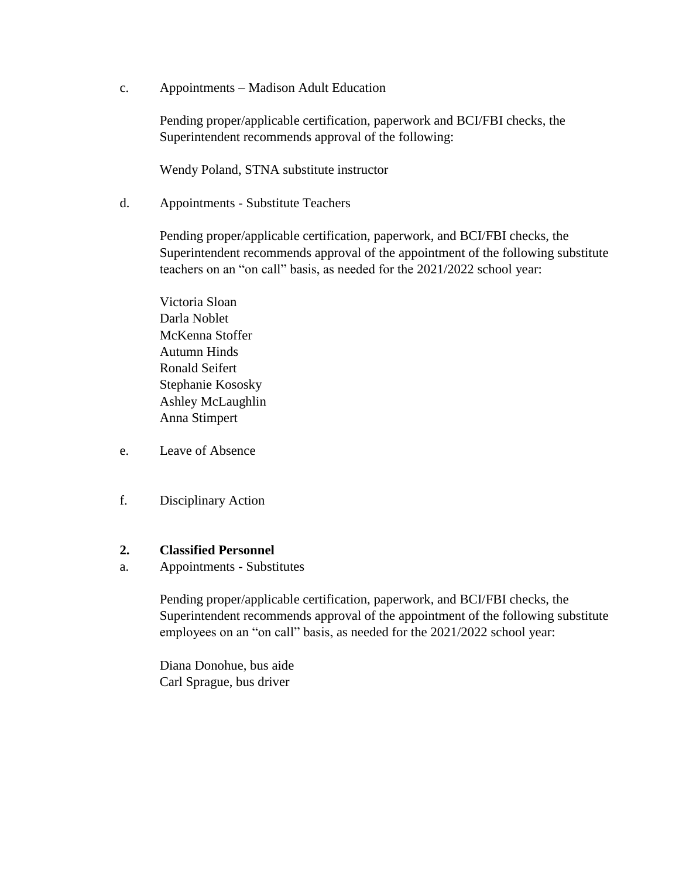c. Appointments – Madison Adult Education

Pending proper/applicable certification, paperwork and BCI/FBI checks, the Superintendent recommends approval of the following:

Wendy Poland, STNA substitute instructor

d. Appointments - Substitute Teachers

Pending proper/applicable certification, paperwork, and BCI/FBI checks, the Superintendent recommends approval of the appointment of the following substitute teachers on an "on call" basis, as needed for the 2021/2022 school year:

Victoria Sloan
Darla Noblet
McKenna Stoffer
Autumn Hinds
Ronald Seifert
Stephanie Kososky
Ashley McLaughlin
Anna Stimpert

e. Leave of Absence

f. Disciplinary Action

**2. Classified Personnel**

a. Appointments - Substitutes

Pending proper/applicable certification, paperwork, and BCI/FBI checks, the Superintendent recommends approval of the appointment of the following substitute employees on an "on call" basis, as needed for the 2021/2022 school year:

Diana Donohue, bus aide
Carl Sprague, bus driver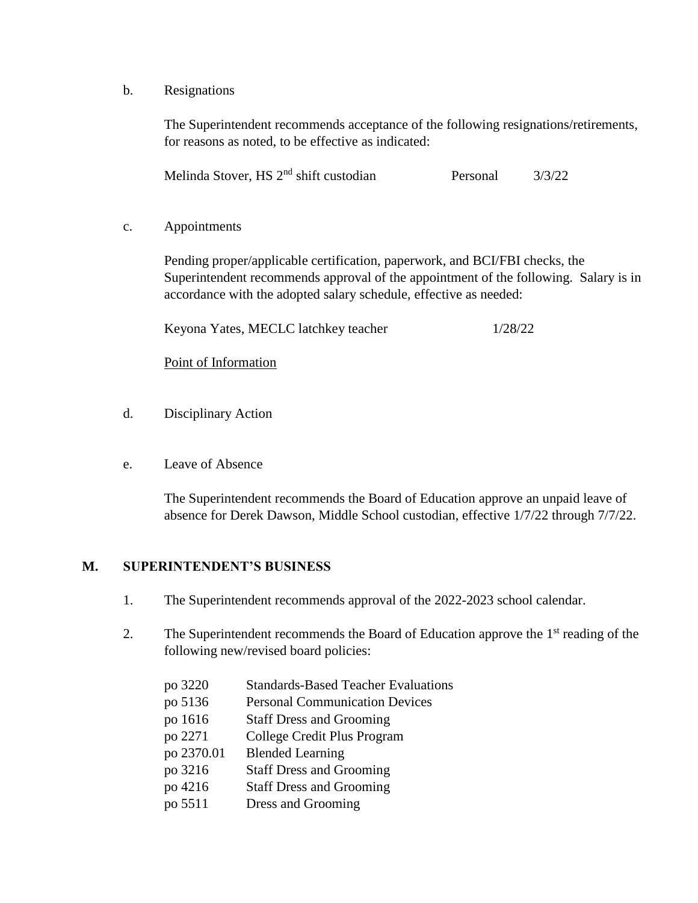b. Resignations

The Superintendent recommends acceptance of the following resignations/retirements, for reasons as noted, to be effective as indicated:

| | | |
|---|---|---|
| Melinda Stover, HS 2nd shift custodian | Personal | 3/3/22 |

c. Appointments

Pending proper/applicable certification, paperwork, and BCI/FBI checks, the Superintendent recommends approval of the appointment of the following. Salary is in accordance with the adopted salary schedule, effective as needed:

| | |
|---|---|
| Keyona Yates, MECLC latchkey teacher | 1/28/22 |

<u>Point of Information</u>

d. Disciplinary Action

e. Leave of Absence

The Superintendent recommends the Board of Education approve an unpaid leave of absence for Derek Dawson, Middle School custodian, effective 1/7/22 through 7/7/22.

## M. SUPERINTENDENT'S BUSINESS

1. The Superintendent recommends approval of the 2022-2023 school calendar.

2. The Superintendent recommends the Board of Education approve the 1st reading of the following new/revised board policies:

| | |
|---|---|
| po 3220 | Standards-Based Teacher Evaluations |
| po 5136 | Personal Communication Devices |
| po 1616 | Staff Dress and Grooming |
| po 2271 | College Credit Plus Program |
| po 2370.01 | Blended Learning |
| po 3216 | Staff Dress and Grooming |
| po 4216 | Staff Dress and Grooming |
| po 5511 | Dress and Grooming |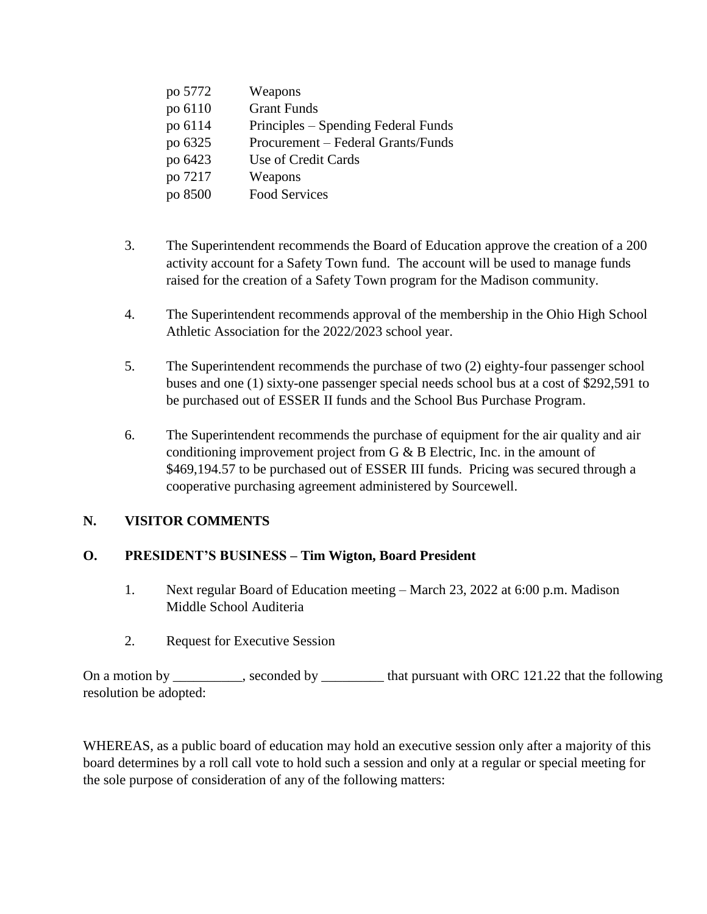| | |
|---|---|
| po 5772 | Weapons |
| po 6110 | Grant Funds |
| po 6114 | Principles – Spending Federal Funds |
| po 6325 | Procurement – Federal Grants/Funds |
| po 6423 | Use of Credit Cards |
| po 7217 | Weapons |
| po 8500 | Food Services |

3. The Superintendent recommends the Board of Education approve the creation of a 200 activity account for a Safety Town fund. The account will be used to manage funds raised for the creation of a Safety Town program for the Madison community.

4. The Superintendent recommends approval of the membership in the Ohio High School Athletic Association for the 2022/2023 school year.

5. The Superintendent recommends the purchase of two (2) eighty-four passenger school buses and one (1) sixty-one passenger special needs school bus at a cost of $292,591 to be purchased out of ESSER II funds and the School Bus Purchase Program.

6. The Superintendent recommends the purchase of equipment for the air quality and air conditioning improvement project from G & B Electric, Inc. in the amount of $469,194.57 to be purchased out of ESSER III funds. Pricing was secured through a cooperative purchasing agreement administered by Sourcewell.

## N. VISITOR COMMENTS

## O. PRESIDENT'S BUSINESS – Tim Wigton, Board President

1. Next regular Board of Education meeting – March 23, 2022 at 6:00 p.m. Madison Middle School Auditeria

2. Request for Executive Session

On a motion by __________, seconded by _________ that pursuant with ORC 121.22 that the following resolution be adopted:

WHEREAS, as a public board of education may hold an executive session only after a majority of this board determines by a roll call vote to hold such a session and only at a regular or special meeting for the sole purpose of consideration of any of the following matters: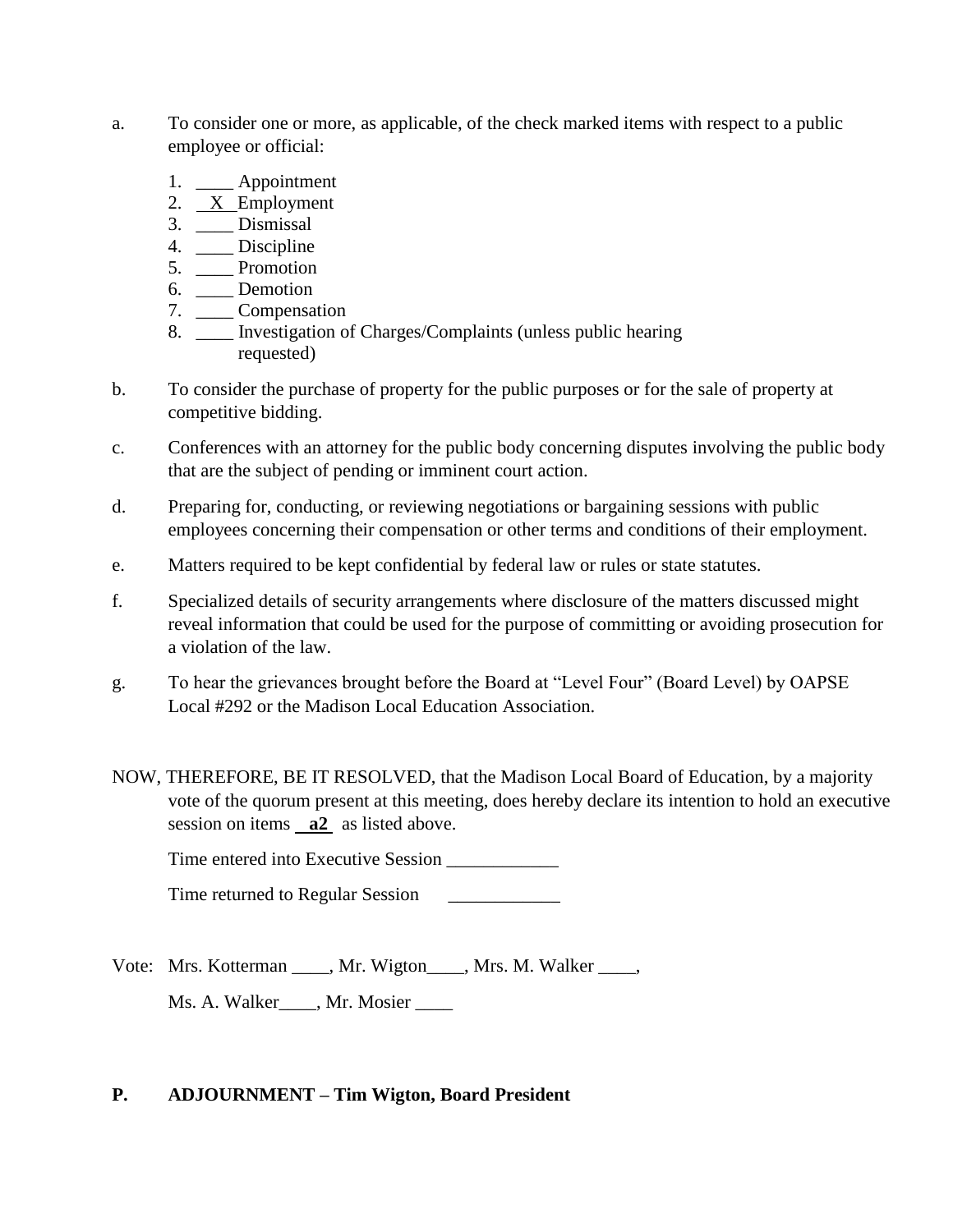a. To consider one or more, as applicable, of the check marked items with respect to a public employee or official:

1. ____ Appointment
2. __X__ Employment
3. ____ Dismissal
4. ____ Discipline
5. ____ Promotion
6. ____ Demotion
7. ____ Compensation
8. ____ Investigation of Charges/Complaints (unless public hearing requested)

b. To consider the purchase of property for the public purposes or for the sale of property at competitive bidding.

c. Conferences with an attorney for the public body concerning disputes involving the public body that are the subject of pending or imminent court action.

d. Preparing for, conducting, or reviewing negotiations or bargaining sessions with public employees concerning their compensation or other terms and conditions of their employment.

e. Matters required to be kept confidential by federal law or rules or state statutes.

f. Specialized details of security arrangements where disclosure of the matters discussed might reveal information that could be used for the purpose of committing or avoiding prosecution for a violation of the law.

g. To hear the grievances brought before the Board at "Level Four" (Board Level) by OAPSE Local #292 or the Madison Local Education Association.

NOW, THEREFORE, BE IT RESOLVED, that the Madison Local Board of Education, by a majority vote of the quorum present at this meeting, does hereby declare its intention to hold an executive session on items __**a2**__ as listed above.

Time entered into Executive Session ____________

Time returned to Regular Session ____________

Vote: Mrs. Kotterman ____, Mr. Wigton____, Mrs. M. Walker ____,

Ms. A. Walker____, Mr. Mosier ____

**P. ADJOURNMENT – Tim Wigton, Board President**